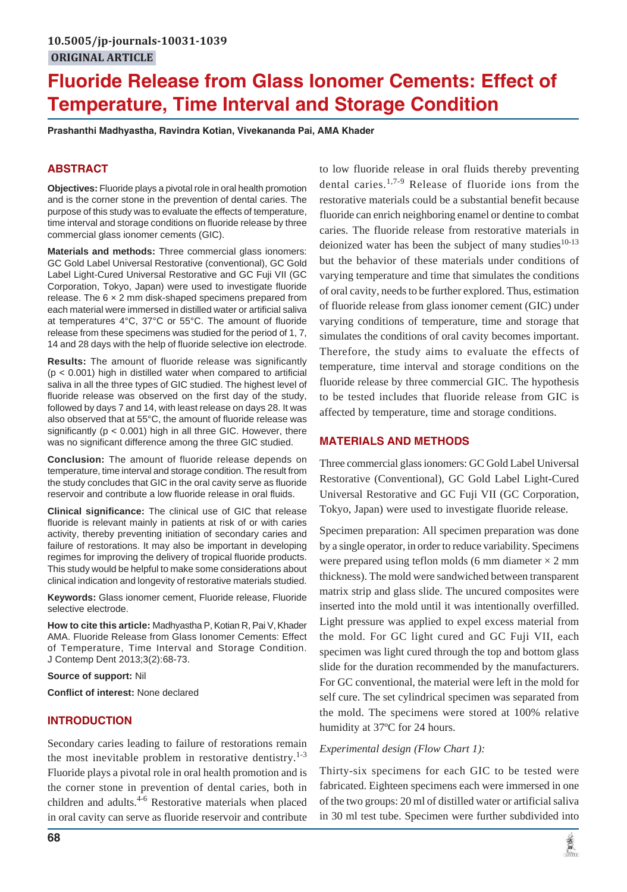10.5005/jp-journals-10031-1039

**ORIGINAL ARTICLE**

# Fluoride Release from Glass Ionomer Cements: Effect of Temperature, Time Interval and Storage Condition

**Prashanthi Madhyastha, Ravindra Kotian, Vivekananda Pai, AMA Khader**

## ABSTRACT

**Objectives:** Fluoride plays a pivotal role in oral health promotion and is the corner stone in the prevention of dental caries. The purpose of this study was to evaluate the effects of temperature, time interval and storage conditions on fluoride release by three commercial glass ionomer cements (GIC).

**Materials and methods:** Three commercial glass ionomers: GC Gold Label Universal Restorative (conventional), GC Gold Label Light-Cured Universal Restorative and GC Fuji VII (GC Corporation, Tokyo, Japan) were used to investigate fluoride release. The 6 × 2 mm disk-shaped specimens prepared from each material were immersed in distilled water or artificial saliva at temperatures 4°C, 37°C or 55°C. The amount of fluoride release from these specimens was studied for the period of 1, 7, 14 and 28 days with the help of fluoride selective ion electrode.

**Results:** The amount of fluoride release was significantly ($p < 0.001$) high in distilled water when compared to artificial saliva in all the three types of GIC studied. The highest level of fluoride release was observed on the first day of the study, followed by days 7 and 14, with least release on days 28. It was also observed that at 55°C, the amount of fluoride release was significantly ($p < 0.001$) high in all three GIC. However, there was no significant difference among the three GIC studied.

**Conclusion:** The amount of fluoride release depends on temperature, time interval and storage condition. The result from the study concludes that GIC in the oral cavity serve as fluoride reservoir and contribute a low fluoride release in oral fluids.

**Clinical significance:** The clinical use of GIC that release fluoride is relevant mainly in patients at risk of or with caries activity, thereby preventing initiation of secondary caries and failure of restorations. It may also be important in developing regimes for improving the delivery of tropical fluoride products. This study would be helpful to make some considerations about clinical indication and longevity of restorative materials studied.

**Keywords:** Glass ionomer cement, Fluoride release, Fluoride selective electrode.

**How to cite this article:** Madhyastha P, Kotian R, Pai V, Khader AMA. Fluoride Release from Glass Ionomer Cements: Effect of Temperature, Time Interval and Storage Condition. J Contemp Dent 2013;3(2):68-73.

**Source of support:** Nil

**Conflict of interest:** None declared

## INTRODUCTION

Secondary caries leading to failure of restorations remain the most inevitable problem in restorative dentistry.[1-3] Fluoride plays a pivotal role in oral health promotion and is the corner stone in prevention of dental caries, both in children and adults.[4-6] Restorative materials when placed in oral cavity can serve as fluoride reservoir and contribute to low fluoride release in oral fluids thereby preventing dental caries.[1,7-9] Release of fluoride ions from the restorative materials could be a substantial benefit because fluoride can enrich neighboring enamel or dentine to combat caries. The fluoride release from restorative materials in deionized water has been the subject of many studies[10-13] but the behavior of these materials under conditions of varying temperature and time that simulates the conditions of oral cavity, needs to be further explored. Thus, estimation of fluoride release from glass ionomer cement (GIC) under varying conditions of temperature, time and storage that simulates the conditions of oral cavity becomes important. Therefore, the study aims to evaluate the effects of temperature, time interval and storage conditions on the fluoride release by three commercial GIC. The hypothesis to be tested includes that fluoride release from GIC is affected by temperature, time and storage conditions.

## MATERIALS AND METHODS

Three commercial glass ionomers: GC Gold Label Universal Restorative (Conventional), GC Gold Label Light-Cured Universal Restorative and GC Fuji VII (GC Corporation, Tokyo, Japan) were used to investigate fluoride release.

Specimen preparation: All specimen preparation was done by a single operator, in order to reduce variability. Specimens were prepared using teflon molds (6 mm diameter × 2 mm thickness). The mold were sandwiched between transparent matrix strip and glass slide. The uncured composites were inserted into the mold until it was intentionally overfilled. Light pressure was applied to expel excess material from the mold. For GC light cured and GC Fuji VII, each specimen was light cured through the top and bottom glass slide for the duration recommended by the manufacturers. For GC conventional, the material were left in the mold for self cure. The set cylindrical specimen was separated from the mold. The specimens were stored at 100% relative humidity at 37ºC for 24 hours.

*Experimental design (Flow Chart 1):*

Thirty-six specimens for each GIC to be tested were fabricated. Eighteen specimens each were immersed in one of the two groups: 20 ml of distilled water or artificial saliva in 30 ml test tube. Specimen were further subdivided into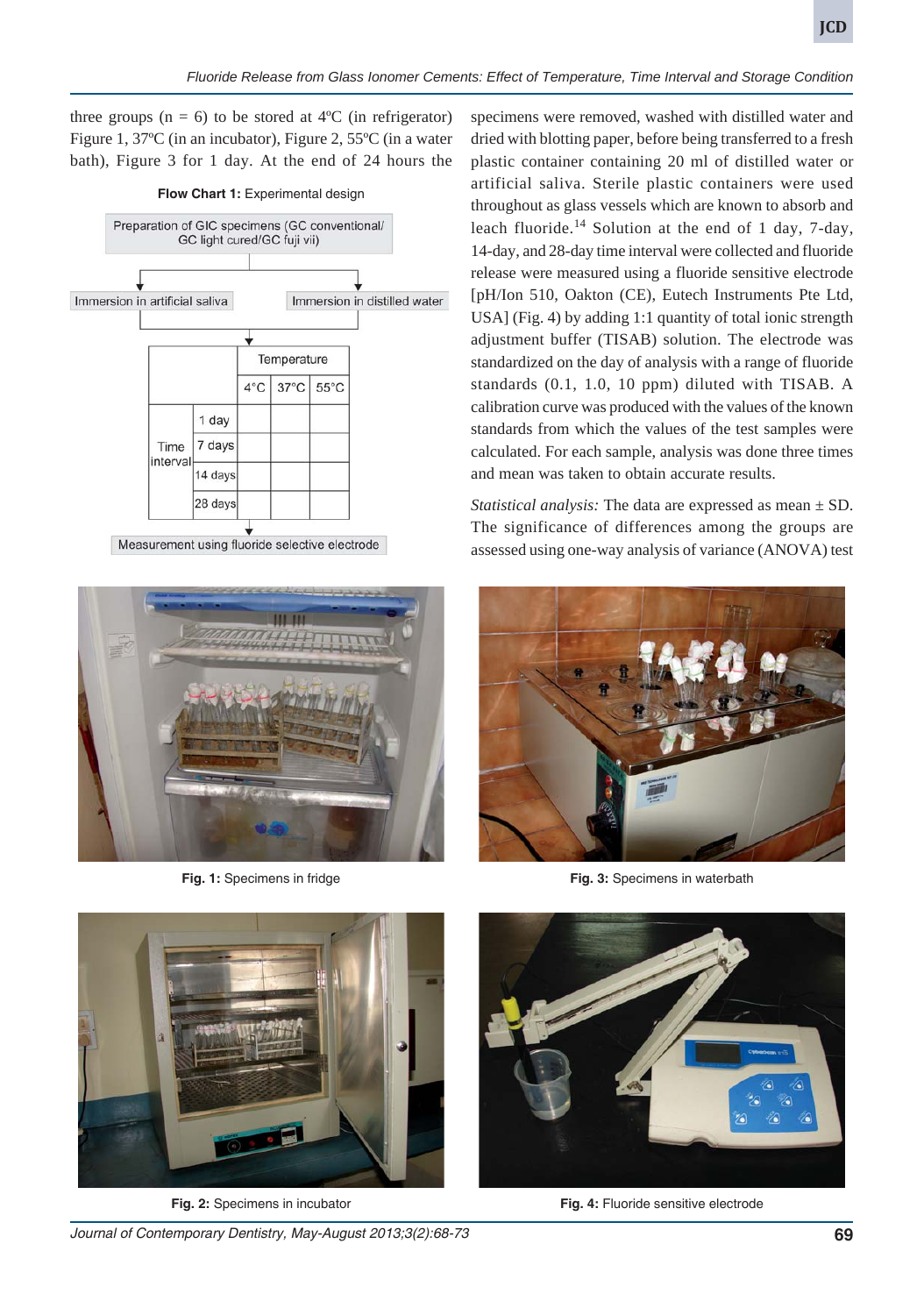three groups (n = 6) to be stored at 4ºC (in refrigerator) Figure 1, 37ºC (in an incubator), Figure 2, 55ºC (in a water bath), Figure 3 for 1 day. At the end of 24 hours the specimens were removed, washed with distilled water and dried with blotting paper, before being transferred to a fresh plastic container containing 20 ml of distilled water or artificial saliva. Sterile plastic containers were used throughout as glass vessels which are known to absorb and leach fluoride.[14] Solution at the end of 1 day, 7-day, 14-day, and 28-day time interval were collected and fluoride release were measured using a fluoride sensitive electrode [pH/Ion 510, Oakton (CE), Eutech Instruments Pte Ltd, USA] (Fig. 4) by adding 1:1 quantity of total ionic strength adjustment buffer (TISAB) solution. The electrode was standardized on the day of analysis with a range of fluoride standards (0.1, 1.0, 10 ppm) diluted with TISAB. A calibration curve was produced with the values of the known standards from which the values of the test samples were calculated. For each sample, analysis was done three times and mean was taken to obtain accurate results.

**Flow Chart 1:** Experimental design

Preparation of GIC specimens (GC conventional/ GC light cured/GC fuji vii)

→ Immersion in artificial saliva / Immersion in distilled water

| | | Temperature | | |
|---|---|---|---|---|
| | | 4°C | 37°C | 55°C |
| Time interval | 1 day | | | |
| | 7 days | | | |
| | 14 days | | | |
| | 28 days | | | |

→ Measurement using fluoride selective electrode

*Statistical analysis:* The data are expressed as mean ± SD. The significance of differences among the groups are assessed using one-way analysis of variance (ANOVA) test

**Fig. 1:** Specimens in fridge

**Fig. 3:** Specimens in waterbath

**Fig. 2:** Specimens in incubator

**Fig. 4:** Fluoride sensitive electrode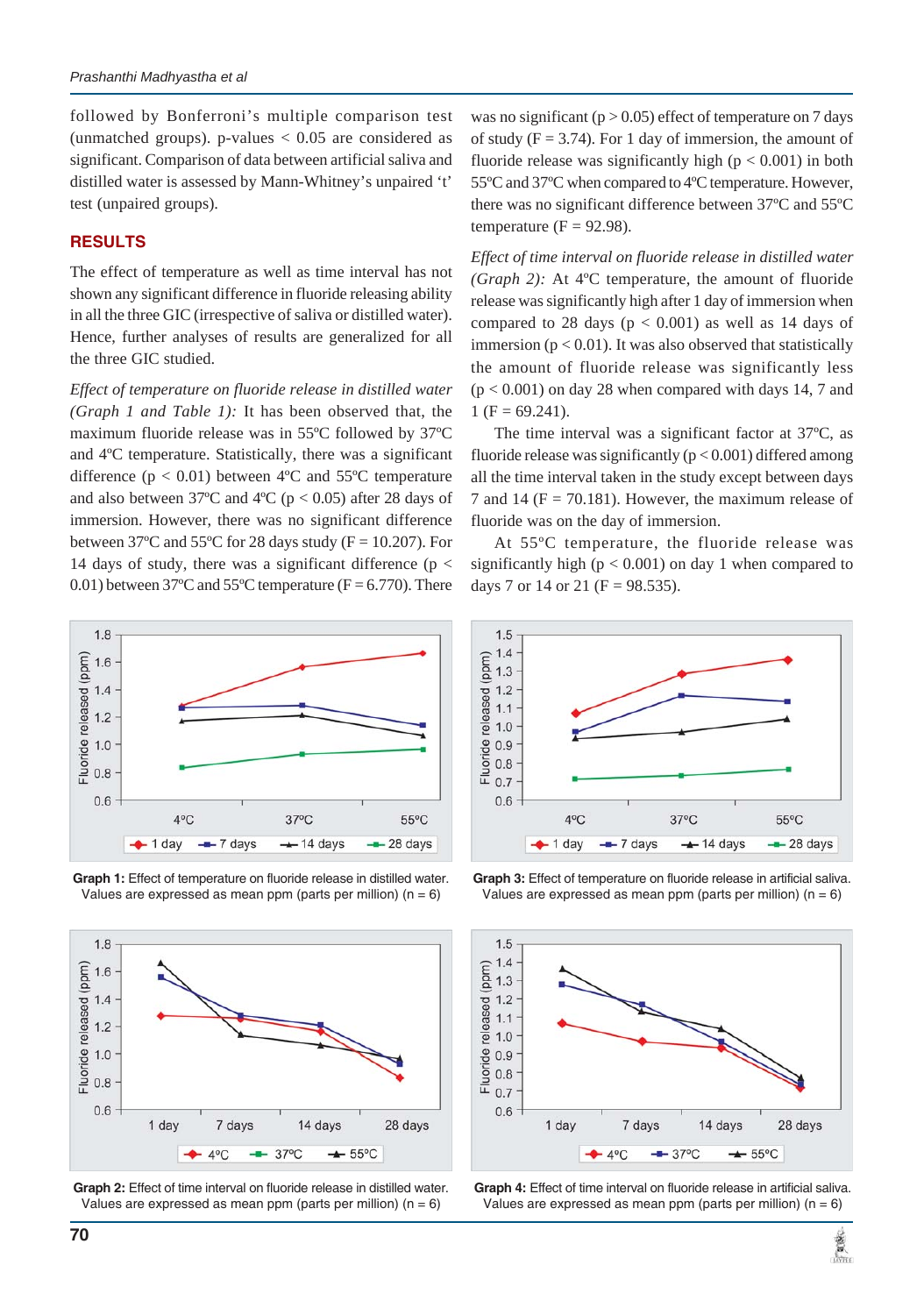followed by Bonferroni's multiple comparison test (unmatched groups). p-values < 0.05 are considered as significant. Comparison of data between artificial saliva and distilled water is assessed by Mann-Whitney's unpaired 't' test (unpaired groups).

## RESULTS

The effect of temperature as well as time interval has not shown any significant difference in fluoride releasing ability in all the three GIC (irrespective of saliva or distilled water). Hence, further analyses of results are generalized for all the three GIC studied.

*Effect of temperature on fluoride release in distilled water (Graph 1 and Table 1):* It has been observed that, the maximum fluoride release was in 55ºC followed by 37ºC and 4ºC temperature. Statistically, there was a significant difference ($p < 0.01$) between 4ºC and 55ºC temperature and also between 37ºC and 4ºC ($p < 0.05$) after 28 days of immersion. However, there was no significant difference between 37ºC and 55ºC for 28 days study ($F = 10.207$). For 14 days of study, there was a significant difference ($p < 0.01$) between 37ºC and 55ºC temperature ($F = 6.770$). There was no significant ($p > 0.05$) effect of temperature on 7 days of study ($F = 3.74$). For 1 day of immersion, the amount of fluoride release was significantly high ($p < 0.001$) in both 55ºC and 37ºC when compared to 4ºC temperature. However, there was no significant difference between 37ºC and 55ºC temperature ($F = 92.98$).

*Effect of time interval on fluoride release in distilled water (Graph 2):* At 4ºC temperature, the amount of fluoride release was significantly high after 1 day of immersion when compared to 28 days ($p < 0.001$) as well as 14 days of immersion ($p < 0.01$). It was also observed that statistically the amount of fluoride release was significantly less ($p < 0.001$) on day 28 when compared with days 14, 7 and 1 ($F = 69.241$).

The time interval was a significant factor at 37ºC, as fluoride release was significantly ($p < 0.001$) differed among all the time interval taken in the study except between days 7 and 14 ($F = 70.181$). However, the maximum release of fluoride was on the day of immersion.

At 55ºC temperature, the fluoride release was significantly high ($p < 0.001$) on day 1 when compared to days 7 or 14 or 21 ($F = 98.535$).

**Graph 1:** Effect of temperature on fluoride release in distilled water. Values are expressed as mean ppm (parts per million) (n = 6)

**Graph 3:** Effect of temperature on fluoride release in artificial saliva. Values are expressed as mean ppm (parts per million) (n = 6)

**Graph 2:** Effect of time interval on fluoride release in distilled water. Values are expressed as mean ppm (parts per million) (n = 6)

**Graph 4:** Effect of time interval on fluoride release in artificial saliva. Values are expressed as mean ppm (parts per million) (n = 6)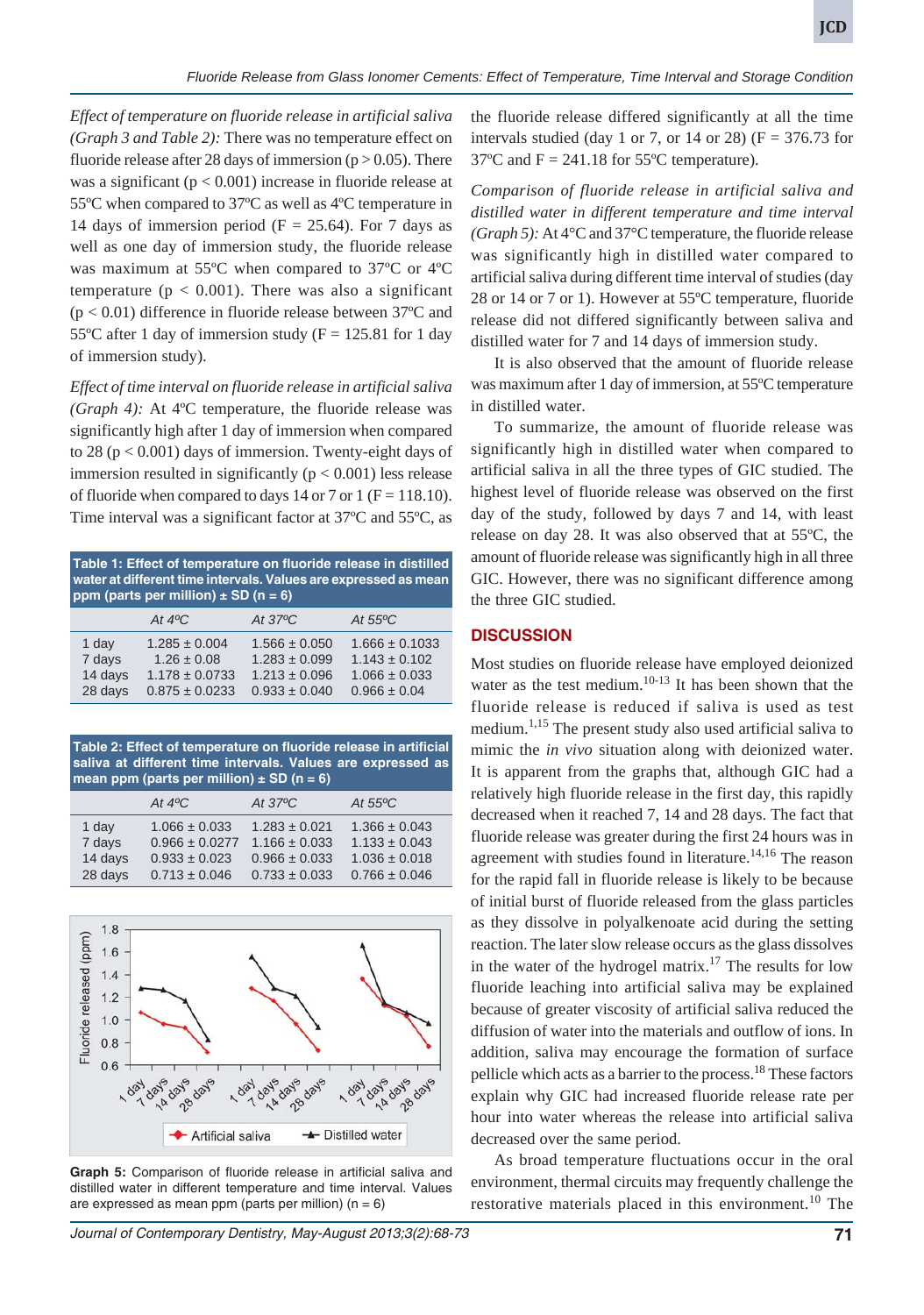*Effect of temperature on fluoride release in artificial saliva (Graph 3 and Table 2):* There was no temperature effect on fluoride release after 28 days of immersion ($p > 0.05$). There was a significant ($p < 0.001$) increase in fluoride release at 55ºC when compared to 37ºC as well as 4ºC temperature in 14 days of immersion period ($F = 25.64$). For 7 days as well as one day of immersion study, the fluoride release was maximum at 55ºC when compared to 37ºC or 4ºC temperature ($p < 0.001$). There was also a significant ($p < 0.01$) difference in fluoride release between 37ºC and 55ºC after 1 day of immersion study ($F = 125.81$ for 1 day of immersion study).

*Effect of time interval on fluoride release in artificial saliva (Graph 4):* At 4ºC temperature, the fluoride release was significantly high after 1 day of immersion when compared to 28 ($p < 0.001$) days of immersion. Twenty-eight days of immersion resulted in significantly ($p < 0.001$) less release of fluoride when compared to days 14 or 7 or 1 ($F = 118.10$). Time interval was a significant factor at 37ºC and 55ºC, as the fluoride release differed significantly at all the time intervals studied (day 1 or 7, or 14 or 28) ($F = 376.73$ for 37ºC and $F = 241.18$ for 55ºC temperature).

**Table 1: Effect of temperature on fluoride release in distilled water at different time intervals. Values are expressed as mean ppm (parts per million) ± SD (n = 6)**

| | At 4ºC | At 37ºC | At 55ºC |
|---|---|---|---|
| 1 day | 1.285 ± 0.004 | 1.566 ± 0.050 | 1.666 ± 0.1033 |
| 7 days | 1.26 ± 0.08 | 1.283 ± 0.099 | 1.143 ± 0.102 |
| 14 days | 1.178 ± 0.0733 | 1.213 ± 0.096 | 1.066 ± 0.033 |
| 28 days | 0.875 ± 0.0233 | 0.933 ± 0.040 | 0.966 ± 0.04 |

**Table 2: Effect of temperature on fluoride release in artificial saliva at different time intervals. Values are expressed as mean ppm (parts per million) ± SD (n = 6)**

| | At 4ºC | At 37ºC | At 55ºC |
|---|---|---|---|
| 1 day | 1.066 ± 0.033 | 1.283 ± 0.021 | 1.366 ± 0.043 |
| 7 days | 0.966 ± 0.0277 | 1.166 ± 0.033 | 1.133 ± 0.043 |
| 14 days | 0.933 ± 0.023 | 0.966 ± 0.033 | 1.036 ± 0.018 |
| 28 days | 0.713 ± 0.046 | 0.733 ± 0.033 | 0.766 ± 0.046 |

**Graph 5:** Comparison of fluoride release in artificial saliva and distilled water in different temperature and time interval. Values are expressed as mean ppm (parts per million) (n = 6)

*Comparison of fluoride release in artificial saliva and distilled water in different temperature and time interval (Graph 5):* At 4ºC and 37ºC temperature, the fluoride release was significantly high in distilled water compared to artificial saliva during different time interval of studies (day 28 or 14 or 7 or 1). However at 55ºC temperature, fluoride release did not differed significantly between saliva and distilled water for 7 and 14 days of immersion study.

It is also observed that the amount of fluoride release was maximum after 1 day of immersion, at 55ºC temperature in distilled water.

To summarize, the amount of fluoride release was significantly high in distilled water when compared to artificial saliva in all the three types of GIC studied. The highest level of fluoride release was observed on the first day of the study, followed by days 7 and 14, with least release on day 28. It was also observed that at 55ºC, the amount of fluoride release was significantly high in all three GIC. However, there was no significant difference among the three GIC studied.

## DISCUSSION

Most studies on fluoride release have employed deionized water as the test medium.[10-13] It has been shown that the fluoride release is reduced if saliva is used as test medium.[1,15] The present study also used artificial saliva to mimic the *in vivo* situation along with deionized water. It is apparent from the graphs that, although GIC had a relatively high fluoride release in the first day, this rapidly decreased when it reached 7, 14 and 28 days. The fact that fluoride release was greater during the first 24 hours was in agreement with studies found in literature.[14,16] The reason for the rapid fall in fluoride release is likely to be because of initial burst of fluoride released from the glass particles as they dissolve in polyalkenoate acid during the setting reaction. The later slow release occurs as the glass dissolves in the water of the hydrogel matrix.[17] The results for low fluoride leaching into artificial saliva may be explained because of greater viscosity of artificial saliva reduced the diffusion of water into the materials and outflow of ions. In addition, saliva may encourage the formation of surface pellicle which acts as a barrier to the process.[18] These factors explain why GIC had increased fluoride release rate per hour into water whereas the release into artificial saliva decreased over the same period.

As broad temperature fluctuations occur in the oral environment, thermal circuits may frequently challenge the restorative materials placed in this environment.[10] The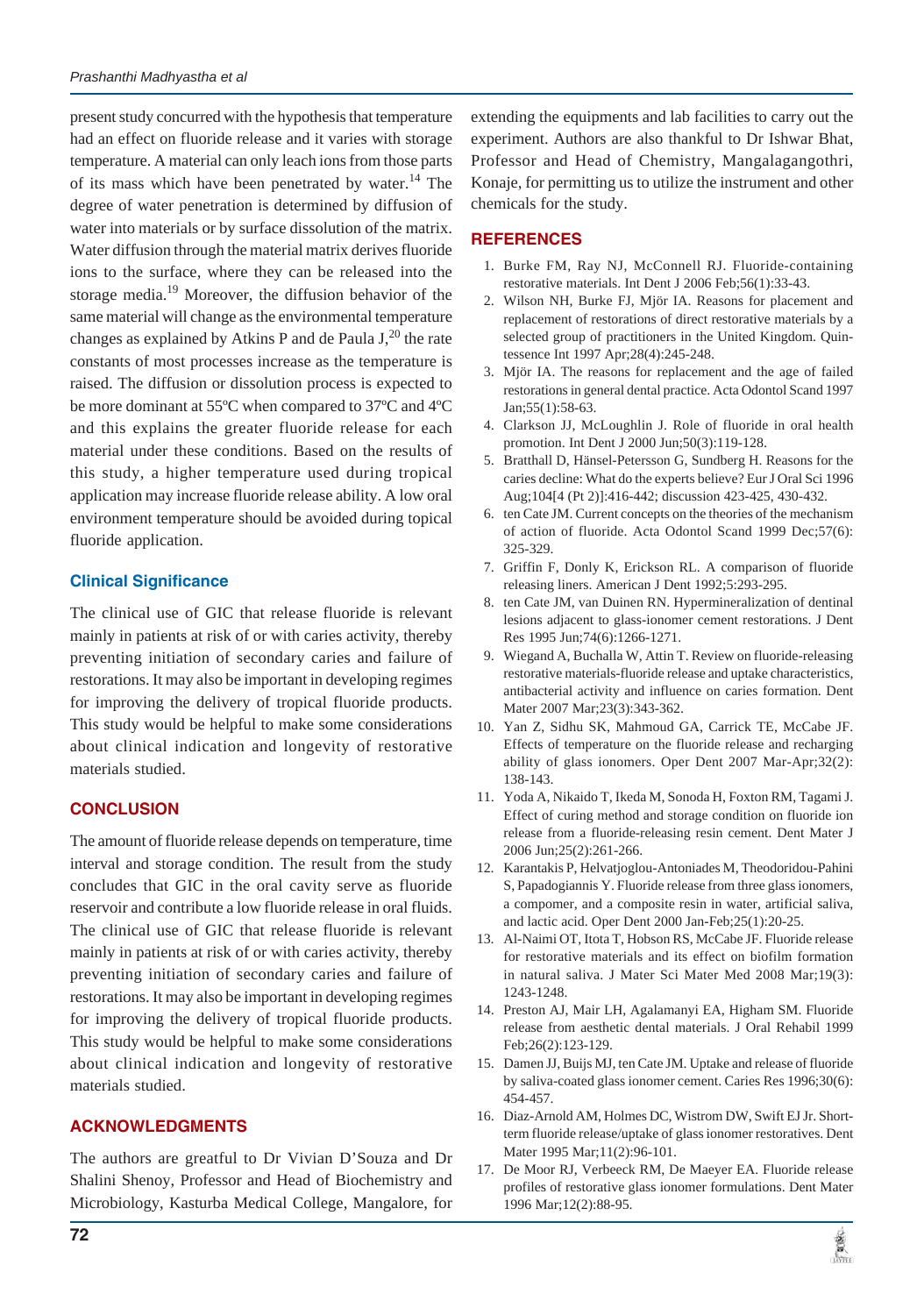present study concurred with the hypothesis that temperature had an effect on fluoride release and it varies with storage temperature. A material can only leach ions from those parts of its mass which have been penetrated by water.[14] The degree of water penetration is determined by diffusion of water into materials or by surface dissolution of the matrix. Water diffusion through the material matrix derives fluoride ions to the surface, where they can be released into the storage media.[19] Moreover, the diffusion behavior of the same material will change as the environmental temperature changes as explained by Atkins P and de Paula J,[20] the rate constants of most processes increase as the temperature is raised. The diffusion or dissolution process is expected to be more dominant at 55ºC when compared to 37ºC and 4ºC and this explains the greater fluoride release for each material under these conditions. Based on the results of this study, a higher temperature used during tropical application may increase fluoride release ability. A low oral environment temperature should be avoided during topical fluoride application.

### Clinical Significance

The clinical use of GIC that release fluoride is relevant mainly in patients at risk of or with caries activity, thereby preventing initiation of secondary caries and failure of restorations. It may also be important in developing regimes for improving the delivery of tropical fluoride products. This study would be helpful to make some considerations about clinical indication and longevity of restorative materials studied.

## CONCLUSION

The amount of fluoride release depends on temperature, time interval and storage condition. The result from the study concludes that GIC in the oral cavity serve as fluoride reservoir and contribute a low fluoride release in oral fluids. The clinical use of GIC that release fluoride is relevant mainly in patients at risk of or with caries activity, thereby preventing initiation of secondary caries and failure of restorations. It may also be important in developing regimes for improving the delivery of tropical fluoride products. This study would be helpful to make some considerations about clinical indication and longevity of restorative materials studied.

## ACKNOWLEDGMENTS

The authors are greatful to Dr Vivian D'Souza and Dr Shalini Shenoy, Professor and Head of Biochemistry and Microbiology, Kasturba Medical College, Mangalore, for extending the equipments and lab facilities to carry out the experiment. Authors are also thankful to Dr Ishwar Bhat, Professor and Head of Chemistry, Mangalagangothri, Konaje, for permitting us to utilize the instrument and other chemicals for the study.

## REFERENCES

1. Burke FM, Ray NJ, McConnell RJ. Fluoride-containing restorative materials. Int Dent J 2006 Feb;56(1):33-43.
2. Wilson NH, Burke FJ, Mjör IA. Reasons for placement and replacement of restorations of direct restorative materials by a selected group of practitioners in the United Kingdom. Quintessence Int 1997 Apr;28(4):245-248.
3. Mjör IA. The reasons for replacement and the age of failed restorations in general dental practice. Acta Odontol Scand 1997 Jan;55(1):58-63.
4. Clarkson JJ, McLoughlin J. Role of fluoride in oral health promotion. Int Dent J 2000 Jun;50(3):119-128.
5. Bratthall D, Hänsel-Petersson G, Sundberg H. Reasons for the caries decline: What do the experts believe? Eur J Oral Sci 1996 Aug;104[4 (Pt 2)]:416-442; discussion 423-425, 430-432.
6. ten Cate JM. Current concepts on the theories of the mechanism of action of fluoride. Acta Odontol Scand 1999 Dec;57(6): 325-329.
7. Griffin F, Donly K, Erickson RL. A comparison of fluoride releasing liners. American J Dent 1992;5:293-295.
8. ten Cate JM, van Duinen RN. Hypermineralization of dentinal lesions adjacent to glass-ionomer cement restorations. J Dent Res 1995 Jun;74(6):1266-1271.
9. Wiegand A, Buchalla W, Attin T. Review on fluoride-releasing restorative materials-fluoride release and uptake characteristics, antibacterial activity and influence on caries formation. Dent Mater 2007 Mar;23(3):343-362.
10. Yan Z, Sidhu SK, Mahmoud GA, Carrick TE, McCabe JF. Effects of temperature on the fluoride release and recharging ability of glass ionomers. Oper Dent 2007 Mar-Apr;32(2): 138-143.
11. Yoda A, Nikaido T, Ikeda M, Sonoda H, Foxton RM, Tagami J. Effect of curing method and storage condition on fluoride ion release from a fluoride-releasing resin cement. Dent Mater J 2006 Jun;25(2):261-266.
12. Karantakis P, Helvatjoglou-Antoniades M, Theodoridou-Pahini S, Papadogiannis Y. Fluoride release from three glass ionomers, a compomer, and a composite resin in water, artificial saliva, and lactic acid. Oper Dent 2000 Jan-Feb;25(1):20-25.
13. Al-Naimi OT, Itota T, Hobson RS, McCabe JF. Fluoride release for restorative materials and its effect on biofilm formation in natural saliva. J Mater Sci Mater Med 2008 Mar;19(3): 1243-1248.
14. Preston AJ, Mair LH, Agalamanyi EA, Higham SM. Fluoride release from aesthetic dental materials. J Oral Rehabil 1999 Feb;26(2):123-129.
15. Damen JJ, Buijs MJ, ten Cate JM. Uptake and release of fluoride by saliva-coated glass ionomer cement. Caries Res 1996;30(6): 454-457.
16. Diaz-Arnold AM, Holmes DC, Wistrom DW, Swift EJ Jr. Short-term fluoride release/uptake of glass ionomer restoratives. Dent Mater 1995 Mar;11(2):96-101.
17. De Moor RJ, Verbeeck RM, De Maeyer EA. Fluoride release profiles of restorative glass ionomer formulations. Dent Mater 1996 Mar;12(2):88-95.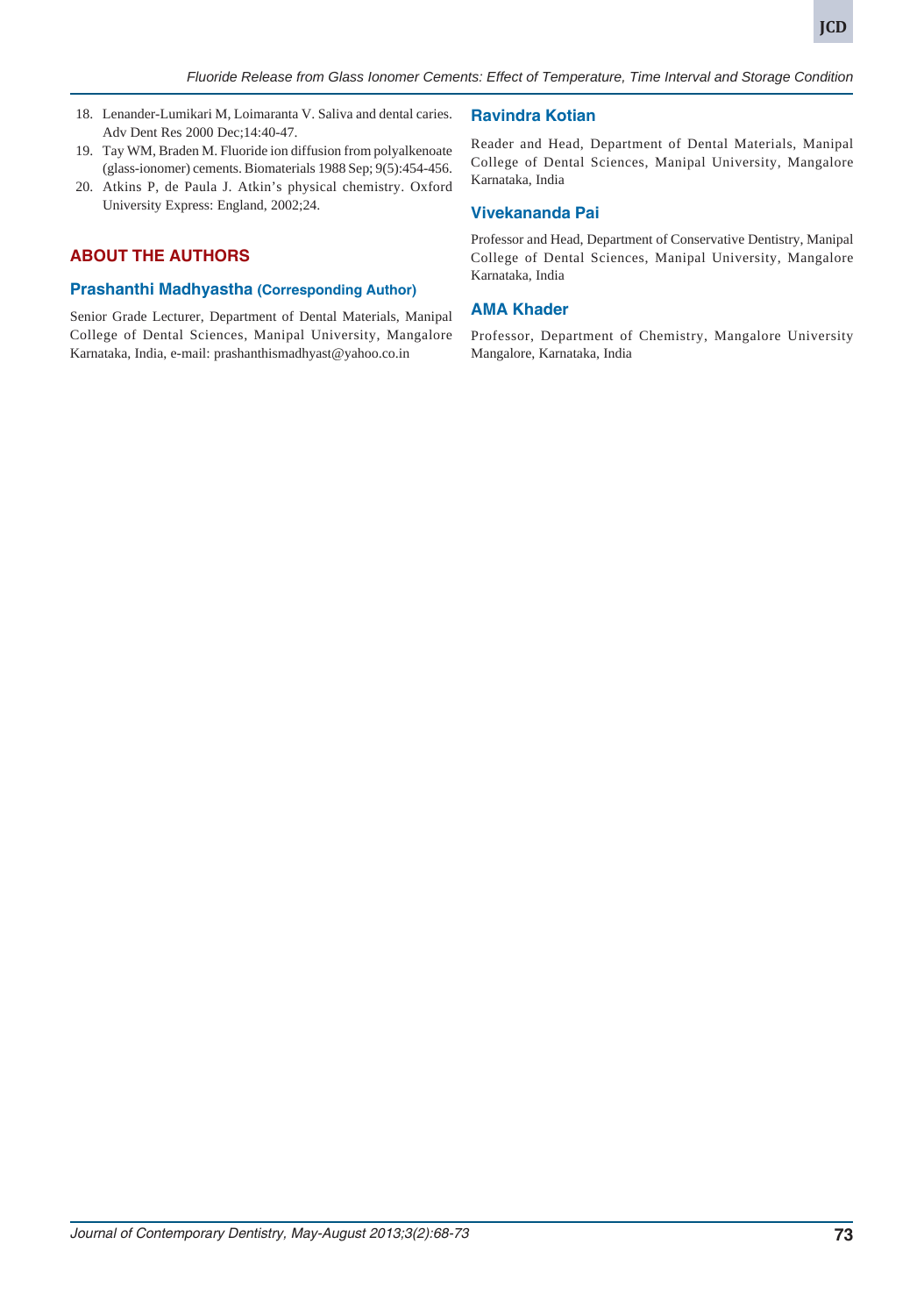18. Lenander-Lumikari M, Loimaranta V. Saliva and dental caries. Adv Dent Res 2000 Dec;14:40-47.
19. Tay WM, Braden M. Fluoride ion diffusion from polyalkenoate (glass-ionomer) cements. Biomaterials 1988 Sep; 9(5):454-456.
20. Atkins P, de Paula J. Atkin's physical chemistry. Oxford University Express: England, 2002;24.

## ABOUT THE AUTHORS

### Prashanthi Madhyastha (Corresponding Author)

Senior Grade Lecturer, Department of Dental Materials, Manipal College of Dental Sciences, Manipal University, Mangalore Karnataka, India, e-mail: prashanthismadhyast@yahoo.co.in

### Ravindra Kotian

Reader and Head, Department of Dental Materials, Manipal College of Dental Sciences, Manipal University, Mangalore Karnataka, India

### Vivekananda Pai

Professor and Head, Department of Conservative Dentistry, Manipal College of Dental Sciences, Manipal University, Mangalore Karnataka, India

### AMA Khader

Professor, Department of Chemistry, Mangalore University Mangalore, Karnataka, India